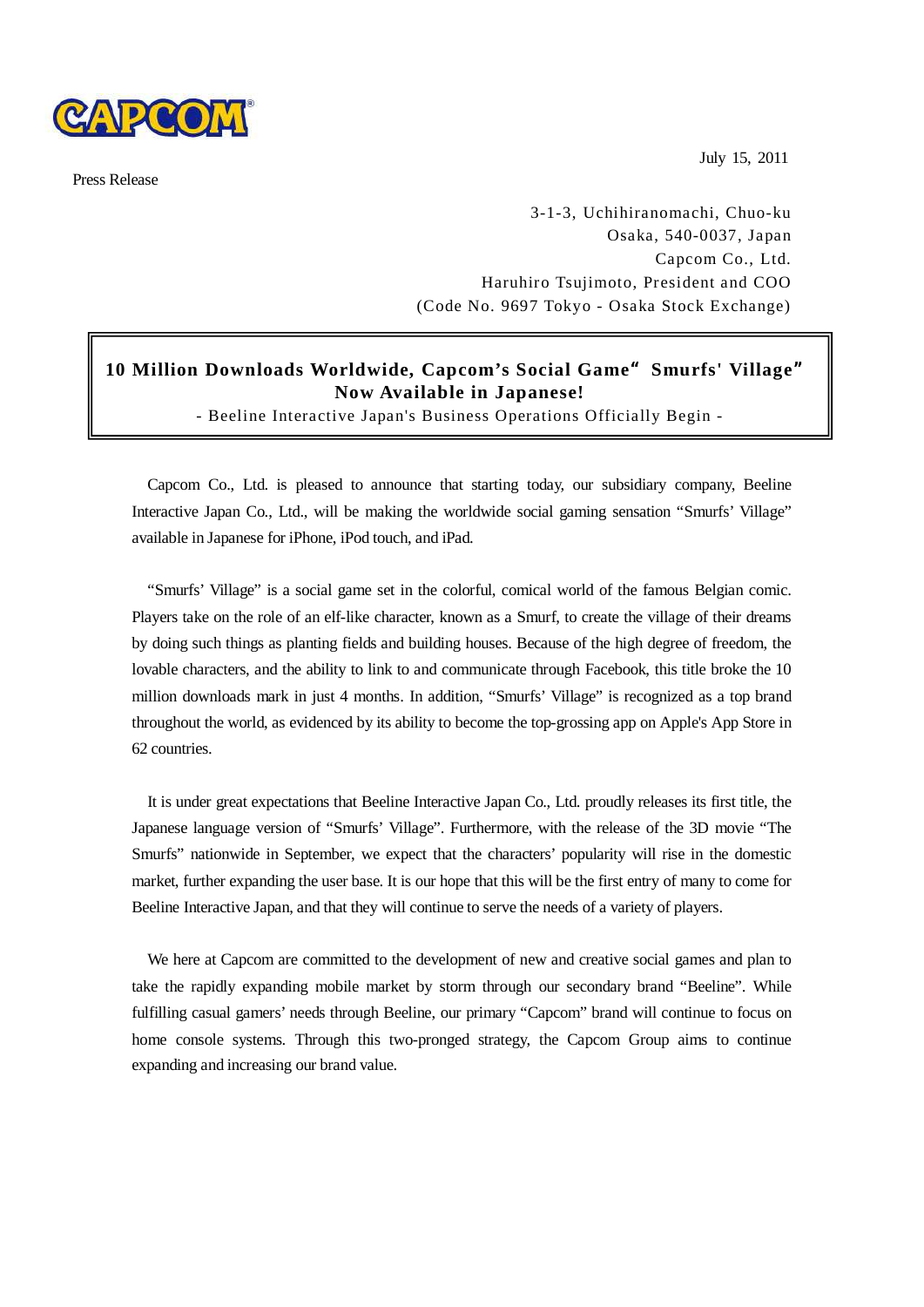CAPCOM

Press Release

July 15, 2011

3-1-3, Uchihiranomachi, Chuo-ku
Osaka, 540-0037, Japan
Capcom Co., Ltd.
Haruhiro Tsujimoto, President and COO
(Code No. 9697 Tokyo - Osaka Stock Exchange)

# 10 Million Downloads Worldwide, Capcom's Social Game " Smurfs' Village" Now Available in Japanese!

- Beeline Interactive Japan's Business Operations Officially Begin -

Capcom Co., Ltd. is pleased to announce that starting today, our subsidiary company, Beeline Interactive Japan Co., Ltd., will be making the worldwide social gaming sensation "Smurfs' Village" available in Japanese for iPhone, iPod touch, and iPad.

"Smurfs' Village" is a social game set in the colorful, comical world of the famous Belgian comic. Players take on the role of an elf-like character, known as a Smurf, to create the village of their dreams by doing such things as planting fields and building houses. Because of the high degree of freedom, the lovable characters, and the ability to link to and communicate through Facebook, this title broke the 10 million downloads mark in just 4 months. In addition, "Smurfs' Village" is recognized as a top brand throughout the world, as evidenced by its ability to become the top-grossing app on Apple's App Store in 62 countries.

It is under great expectations that Beeline Interactive Japan Co., Ltd. proudly releases its first title, the Japanese language version of "Smurfs' Village". Furthermore, with the release of the 3D movie "The Smurfs" nationwide in September, we expect that the characters' popularity will rise in the domestic market, further expanding the user base. It is our hope that this will be the first entry of many to come for Beeline Interactive Japan, and that they will continue to serve the needs of a variety of players.

We here at Capcom are committed to the development of new and creative social games and plan to take the rapidly expanding mobile market by storm through our secondary brand "Beeline". While fulfilling casual gamers' needs through Beeline, our primary "Capcom" brand will continue to focus on home console systems. Through this two-pronged strategy, the Capcom Group aims to continue expanding and increasing our brand value.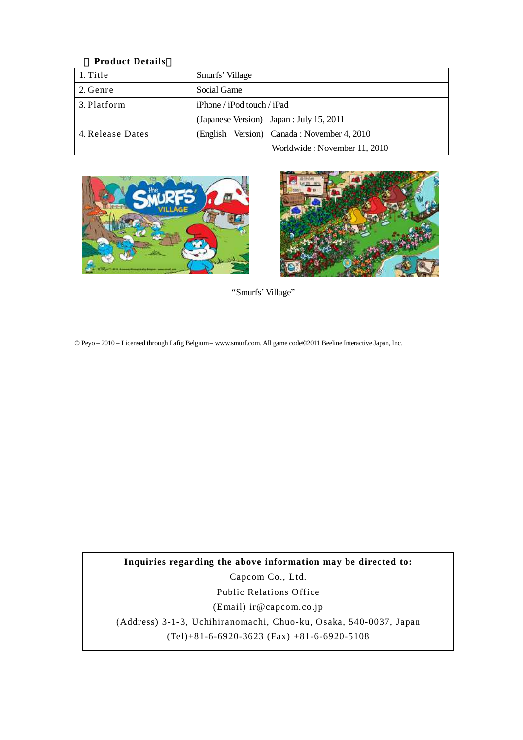【Product Details】

| | |
|---|---|
| 1. Title | Smurfs' Village |
| 2. Genre | Social Game |
| 3. Platform | iPhone / iPod touch / iPad |
| 4. Release Dates | (Japanese Version) Japan : July 15, 2011<br>(English Version) Canada : November 4, 2010<br>Worldwide : November 11, 2010 |

"Smurfs' Village"

© Peyo – 2010 – Licensed through Lafig Belgium – www.smurf.com. All game code©2011 Beeline Interactive Japan, Inc.

**Inquiries regarding the above information may be directed to:**
Capcom Co., Ltd.
Public Relations Office
(Email) ir@capcom.co.jp
(Address) 3-1-3, Uchihiranomachi, Chuo-ku, Osaka, 540-0037, Japan
(Tel)+81-6-6920-3623 (Fax) +81-6-6920-5108